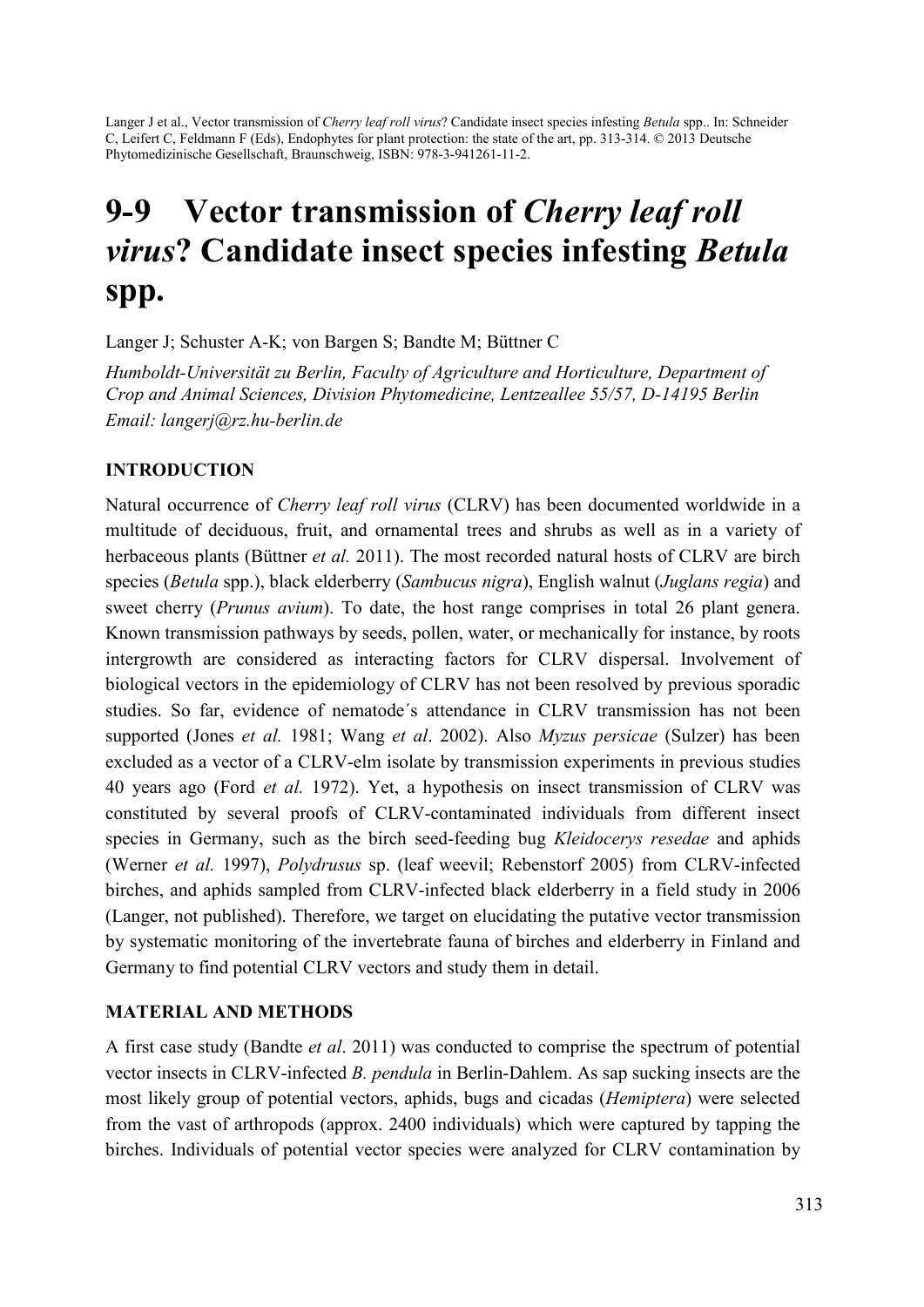Langer J et al., Vector transmission of *Cherry leaf roll virus*? Candidate insect species infesting *Betula* spp.. In: Schneider C, Leifert C, Feldmann F (Eds), Endophytes for plant protection: the state of the art, pp. 313-314. © 2013 Deutsche Phytomedizinische Gesellschaft, Braunschweig, ISBN: 978-3-941261-11-2.

# 9-9 Vector transmission of *Cherry leaf roll virus*? Candidate insect species infesting *Betula* spp.

Langer J; Schuster A-K; von Bargen S; Bandte M; Büttner C

*Humboldt-Universität zu Berlin, Faculty of Agriculture and Horticulture, Department of Crop and Animal Sciences, Division Phytomedicine, Lentzeallee 55/57, D-14195 Berlin*
*Email: langerj@rz.hu-berlin.de*

## INTRODUCTION

Natural occurrence of *Cherry leaf roll virus* (CLRV) has been documented worldwide in a multitude of deciduous, fruit, and ornamental trees and shrubs as well as in a variety of herbaceous plants (Büttner *et al.* 2011). The most recorded natural hosts of CLRV are birch species (*Betula* spp.), black elderberry (*Sambucus nigra*), English walnut (*Juglans regia*) and sweet cherry (*Prunus avium*). To date, the host range comprises in total 26 plant genera. Known transmission pathways by seeds, pollen, water, or mechanically for instance, by roots intergrowth are considered as interacting factors for CLRV dispersal. Involvement of biological vectors in the epidemiology of CLRV has not been resolved by previous sporadic studies. So far, evidence of nematode´s attendance in CLRV transmission has not been supported (Jones *et al.* 1981; Wang *et al*. 2002). Also *Myzus persicae* (Sulzer) has been excluded as a vector of a CLRV-elm isolate by transmission experiments in previous studies 40 years ago (Ford *et al.* 1972). Yet, a hypothesis on insect transmission of CLRV was constituted by several proofs of CLRV-contaminated individuals from different insect species in Germany, such as the birch seed-feeding bug *Kleidocerys resedae* and aphids (Werner *et al.* 1997), *Polydrusus* sp. (leaf weevil; Rebenstorf 2005) from CLRV-infected birches, and aphids sampled from CLRV-infected black elderberry in a field study in 2006 (Langer, not published). Therefore, we target on elucidating the putative vector transmission by systematic monitoring of the invertebrate fauna of birches and elderberry in Finland and Germany to find potential CLRV vectors and study them in detail.

## MATERIAL AND METHODS

A first case study (Bandte *et al*. 2011) was conducted to comprise the spectrum of potential vector insects in CLRV-infected *B. pendula* in Berlin-Dahlem. As sap sucking insects are the most likely group of potential vectors, aphids, bugs and cicadas (*Hemiptera*) were selected from the vast of arthropods (approx. 2400 individuals) which were captured by tapping the birches. Individuals of potential vector species were analyzed for CLRV contamination by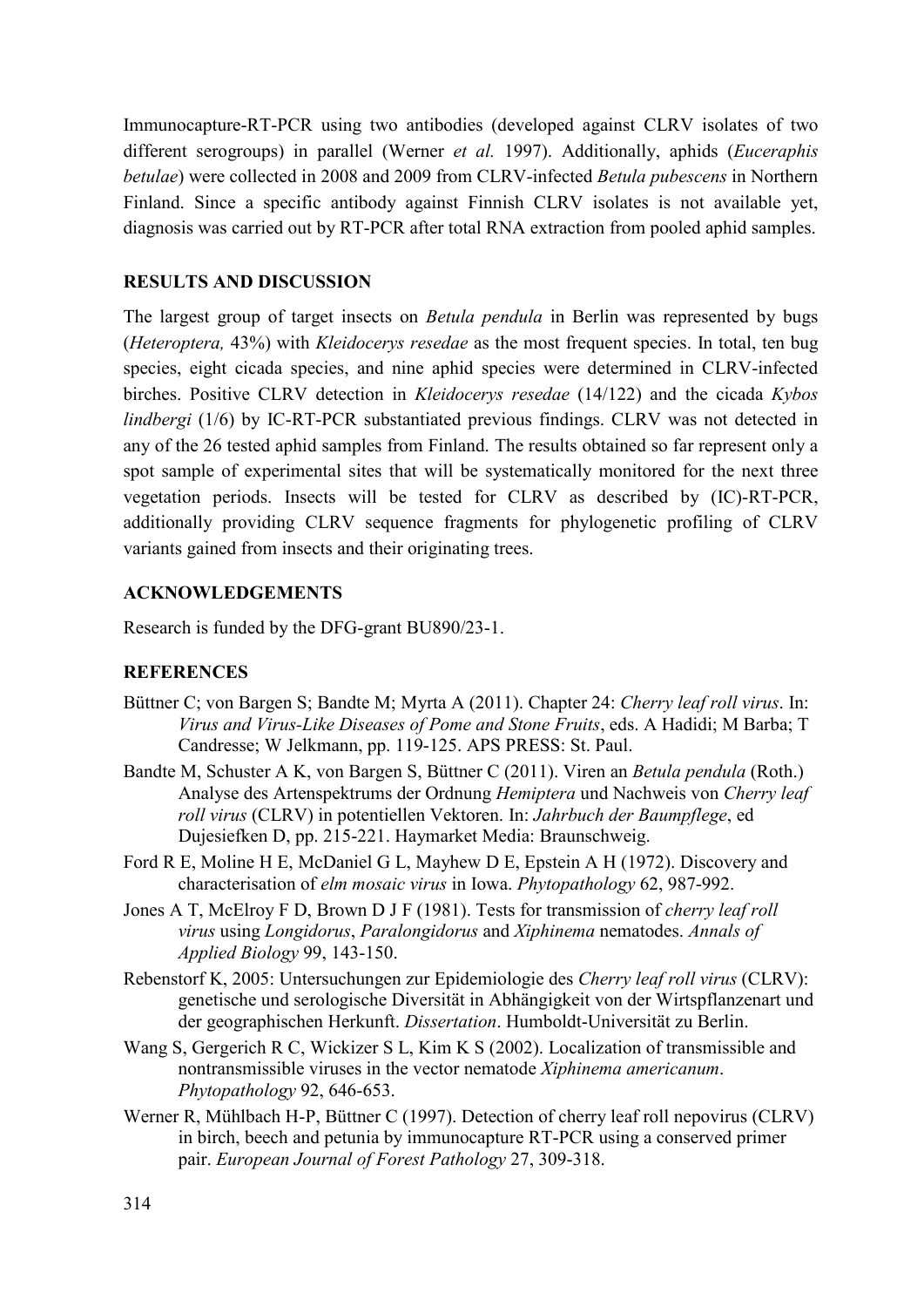Immunocapture-RT-PCR using two antibodies (developed against CLRV isolates of two different serogroups) in parallel (Werner *et al.* 1997). Additionally, aphids (*Euceraphis betulae*) were collected in 2008 and 2009 from CLRV-infected *Betula pubescens* in Northern Finland. Since a specific antibody against Finnish CLRV isolates is not available yet, diagnosis was carried out by RT-PCR after total RNA extraction from pooled aphid samples.

## RESULTS AND DISCUSSION

The largest group of target insects on *Betula pendula* in Berlin was represented by bugs (*Heteroptera,* 43%) with *Kleidocerys resedae* as the most frequent species. In total, ten bug species, eight cicada species, and nine aphid species were determined in CLRV-infected birches. Positive CLRV detection in *Kleidocerys resedae* (14/122) and the cicada *Kybos lindbergi* (1/6) by IC-RT-PCR substantiated previous findings. CLRV was not detected in any of the 26 tested aphid samples from Finland. The results obtained so far represent only a spot sample of experimental sites that will be systematically monitored for the next three vegetation periods. Insects will be tested for CLRV as described by (IC)-RT-PCR, additionally providing CLRV sequence fragments for phylogenetic profiling of CLRV variants gained from insects and their originating trees.

## ACKNOWLEDGEMENTS

Research is funded by the DFG-grant BU890/23-1.

## REFERENCES

Büttner C; von Bargen S; Bandte M; Myrta A (2011). Chapter 24: *Cherry leaf roll virus*. In: *Virus and Virus-Like Diseases of Pome and Stone Fruits*, eds. A Hadidi; M Barba; T Candresse; W Jelkmann, pp. 119-125. APS PRESS: St. Paul.

Bandte M, Schuster A K, von Bargen S, Büttner C (2011). Viren an *Betula pendula* (Roth.) Analyse des Artenspektrums der Ordnung *Hemiptera* und Nachweis von *Cherry leaf roll virus* (CLRV) in potentiellen Vektoren. In: *Jahrbuch der Baumpflege*, ed Dujesiefken D, pp. 215-221. Haymarket Media: Braunschweig.

Ford R E, Moline H E, McDaniel G L, Mayhew D E, Epstein A H (1972). Discovery and characterisation of *elm mosaic virus* in Iowa. *Phytopathology* 62, 987-992.

Jones A T, McElroy F D, Brown D J F (1981). Tests for transmission of *cherry leaf roll virus* using *Longidorus*, *Paralongidorus* and *Xiphinema* nematodes. *Annals of Applied Biology* 99, 143-150.

Rebenstorf K, 2005: Untersuchungen zur Epidemiologie des *Cherry leaf roll virus* (CLRV): genetische und serologische Diversität in Abhängigkeit von der Wirtspflanzenart und der geographischen Herkunft. *Dissertation*. Humboldt-Universität zu Berlin.

Wang S, Gergerich R C, Wickizer S L, Kim K S (2002). Localization of transmissible and nontransmissible viruses in the vector nematode *Xiphinema americanum*. *Phytopathology* 92, 646-653.

Werner R, Mühlbach H-P, Büttner C (1997). Detection of cherry leaf roll nepovirus (CLRV) in birch, beech and petunia by immunocapture RT-PCR using a conserved primer pair. *European Journal of Forest Pathology* 27, 309-318.